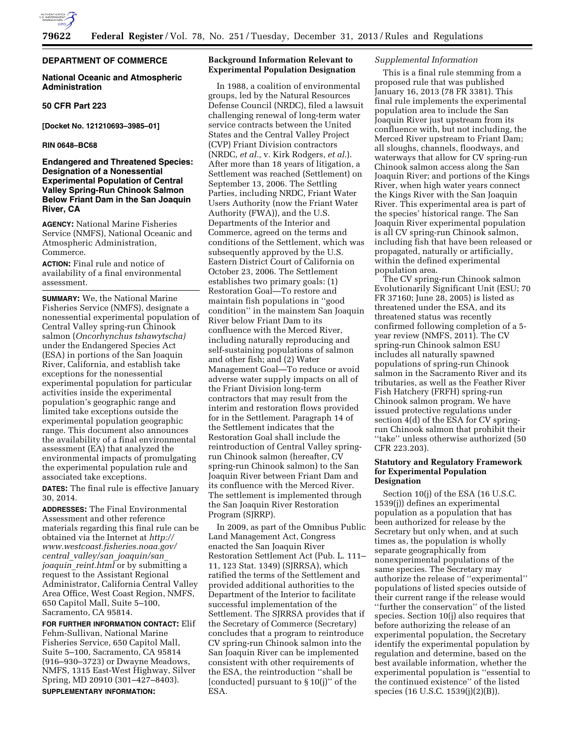## DEPARTMENT OF COMMERCE

### National Oceanic and Atmospheric Administration

### 50 CFR Part 223

**[Docket No. 121210693–3985–01]**

**RIN 0648–BC68**

### Endangered and Threatened Species: Designation of a Nonessential Experimental Population of Central Valley Spring-Run Chinook Salmon Below Friant Dam in the San Joaquin River, CA

**AGENCY:** National Marine Fisheries Service (NMFS), National Oceanic and Atmospheric Administration, Commerce.

**ACTION:** Final rule and notice of availability of a final environmental assessment.

**SUMMARY:** We, the National Marine Fisheries Service (NMFS), designate a nonessential experimental population of Central Valley spring-run Chinook salmon (*Oncorhynchus tshawytscha)* under the Endangered Species Act (ESA) in portions of the San Joaquin River, California, and establish take exceptions for the nonessential experimental population for particular activities inside the experimental population's geographic range and limited take exceptions outside the experimental population geographic range. This document also announces the availability of a final environmental assessment (EA) that analyzed the environmental impacts of promulgating the experimental population rule and associated take exceptions.

**DATES:** The final rule is effective January 30, 2014.

**ADDRESSES:** The Final Environmental Assessment and other reference materials regarding this final rule can be obtained via the Internet at *http://www.westcoast.fisheries.noaa.gov/central_valley/san_joaquin/san_joaquin_reint.html* or by submitting a request to the Assistant Regional Administrator, California Central Valley Area Office, West Coast Region, NMFS, 650 Capitol Mall, Suite 5–100, Sacramento, CA 95814.

**FOR FURTHER INFORMATION CONTACT:** Elif Fehm-Sullivan, National Marine Fisheries Service, 650 Capitol Mall, Suite 5–100, Sacramento, CA 95814 (916–930–3723) or Dwayne Meadows, NMFS, 1315 East-West Highway, Silver Spring, MD 20910 (301–427–8403).

**SUPPLEMENTARY INFORMATION:**

### Background Information Relevant to Experimental Population Designation

In 1988, a coalition of environmental groups, led by the Natural Resources Defense Council (NRDC), filed a lawsuit challenging renewal of long-term water service contracts between the United States and the Central Valley Project (CVP) Friant Division contractors (NRDC, *et al.,* v. Kirk Rodgers, *et al.*). After more than 18 years of litigation, a Settlement was reached (Settlement) on September 13, 2006. The Settling Parties, including NRDC, Friant Water Users Authority (now the Friant Water Authority (FWA)), and the U.S. Departments of the Interior and Commerce, agreed on the terms and conditions of the Settlement, which was subsequently approved by the U.S. Eastern District Court of California on October 23, 2006. The Settlement establishes two primary goals: (1) Restoration Goal—To restore and maintain fish populations in ''good condition'' in the mainstem San Joaquin River below Friant Dam to its confluence with the Merced River, including naturally reproducing and self-sustaining populations of salmon and other fish; and (2) Water Management Goal—To reduce or avoid adverse water supply impacts on all of the Friant Division long-term contractors that may result from the interim and restoration flows provided for in the Settlement. Paragraph 14 of the Settlement indicates that the Restoration Goal shall include the reintroduction of Central Valley spring-run Chinook salmon (hereafter, CV spring-run Chinook salmon) to the San Joaquin River between Friant Dam and its confluence with the Merced River. The settlement is implemented through the San Joaquin River Restoration Program (SJRRP).

In 2009, as part of the Omnibus Public Land Management Act, Congress enacted the San Joaquin River Restoration Settlement Act (Pub. L. 111–11, 123 Stat. 1349) (SJRRSA), which ratified the terms of the Settlement and provided additional authorities to the Department of the Interior to facilitate successful implementation of the Settlement. The SJRRSA provides that if the Secretary of Commerce (Secretary) concludes that a program to reintroduce CV spring-run Chinook salmon into the San Joaquin River can be implemented consistent with other requirements of the ESA, the reintroduction ''shall be [conducted] pursuant to § 10(j)'' of the ESA.

*Supplemental Information*

This is a final rule stemming from a proposed rule that was published January 16, 2013 (78 FR 3381). This final rule implements the experimental population area to include the San Joaquin River just upstream from its confluence with, but not including, the Merced River upstream to Friant Dam; all sloughs, channels, floodways, and waterways that allow for CV spring-run Chinook salmon access along the San Joaquin River; and portions of the Kings River, when high water years connect the Kings River with the San Joaquin River. This experimental area is part of the species' historical range. The San Joaquin River experimental population is all CV spring-run Chinook salmon, including fish that have been released or propagated, naturally or artificially, within the defined experimental population area.

The CV spring-run Chinook salmon Evolutionarily Significant Unit (ESU; 70 FR 37160; June 28, 2005) is listed as threatened under the ESA, and its threatened status was recently confirmed following completion of a 5-year review (NMFS, 2011). The CV spring-run Chinook salmon ESU includes all naturally spawned populations of spring-run Chinook salmon in the Sacramento River and its tributaries, as well as the Feather River Fish Hatchery (FRFH) spring-run Chinook salmon program. We have issued protective regulations under section 4(d) of the ESA for CV spring-run Chinook salmon that prohibit their ''take'' unless otherwise authorized (50 CFR 223.203).

### Statutory and Regulatory Framework for Experimental Population Designation

Section 10(j) of the ESA (16 U.S.C. 1539(j)) defines an experimental population as a population that has been authorized for release by the Secretary but only when, and at such times as, the population is wholly separate geographically from nonexperimental populations of the same species. The Secretary may authorize the release of ''experimental'' populations of listed species outside of their current range if the release would ''further the conservation'' of the listed species. Section 10(j) also requires that before authorizing the release of an experimental population, the Secretary identify the experimental population by regulation and determine, based on the best available information, whether the experimental population is ''essential to the continued existence'' of the listed species (16 U.S.C. 1539(j)(2)(B)).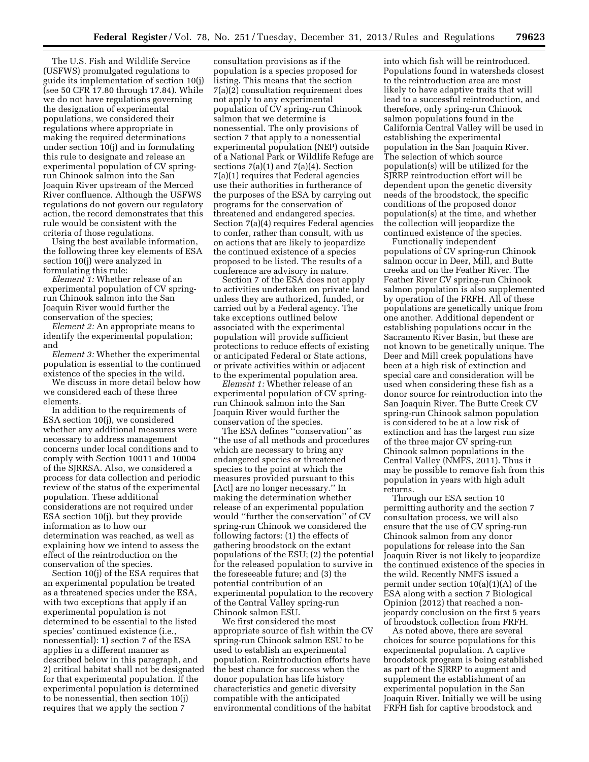The U.S. Fish and Wildlife Service (USFWS) promulgated regulations to guide its implementation of section 10(j) (see 50 CFR 17.80 through 17.84). While we do not have regulations governing the designation of experimental populations, we considered their regulations where appropriate in making the required determinations under section 10(j) and in formulating this rule to designate and release an experimental population of CV spring-run Chinook salmon into the San Joaquin River upstream of the Merced River confluence. Although the USFWS regulations do not govern our regulatory action, the record demonstrates that this rule would be consistent with the criteria of those regulations.

Using the best available information, the following three key elements of ESA section 10(j) were analyzed in formulating this rule:

*Element 1:* Whether release of an experimental population of CV spring-run Chinook salmon into the San Joaquin River would further the conservation of the species;

*Element 2:* An appropriate means to identify the experimental population; and

*Element 3:* Whether the experimental population is essential to the continued existence of the species in the wild.

We discuss in more detail below how we considered each of these three elements.

In addition to the requirements of ESA section 10(j), we considered whether any additional measures were necessary to address management concerns under local conditions and to comply with Section 10011 and 10004 of the SJRRSA. Also, we considered a process for data collection and periodic review of the status of the experimental population. These additional considerations are not required under ESA section 10(j), but they provide information as to how our determination was reached, as well as explaining how we intend to assess the effect of the reintroduction on the conservation of the species.

Section 10(j) of the ESA requires that an experimental population be treated as a threatened species under the ESA, with two exceptions that apply if an experimental population is not determined to be essential to the listed species' continued existence (i.e., nonessential): 1) section 7 of the ESA applies in a different manner as described below in this paragraph, and 2) critical habitat shall not be designated for that experimental population. If the experimental population is determined to be nonessential, then section 10(j) requires that we apply the section 7 consultation provisions as if the population is a species proposed for listing. This means that the section 7(a)(2) consultation requirement does not apply to any experimental population of CV spring-run Chinook salmon that we determine is nonessential. The only provisions of section 7 that apply to a nonessential experimental population (NEP) outside of a National Park or Wildlife Refuge are sections 7(a)(1) and 7(a)(4). Section 7(a)(1) requires that Federal agencies use their authorities in furtherance of the purposes of the ESA by carrying out programs for the conservation of threatened and endangered species. Section 7(a)(4) requires Federal agencies to confer, rather than consult, with us on actions that are likely to jeopardize the continued existence of a species proposed to be listed. The results of a conference are advisory in nature.

Section 7 of the ESA does not apply to activities undertaken on private land unless they are authorized, funded, or carried out by a Federal agency. The take exceptions outlined below associated with the experimental population will provide sufficient protections to reduce effects of existing or anticipated Federal or State actions, or private activities within or adjacent to the experimental population area.

*Element 1:* Whether release of an experimental population of CV spring-run Chinook salmon into the San Joaquin River would further the conservation of the species.

The ESA defines "conservation" as "the use of all methods and procedures which are necessary to bring any endangered species or threatened species to the point at which the measures provided pursuant to this [Act] are no longer necessary." In making the determination whether release of an experimental population would "further the conservation" of CV spring-run Chinook we considered the following factors: (1) the effects of gathering broodstock on the extant populations of the ESU; (2) the potential for the released population to survive in the foreseeable future; and (3) the potential contribution of an experimental population to the recovery of the Central Valley spring-run Chinook salmon ESU.

We first considered the most appropriate source of fish within the CV spring-run Chinook salmon ESU to be used to establish an experimental population. Reintroduction efforts have the best chance for success when the donor population has life history characteristics and genetic diversity compatible with the anticipated environmental conditions of the habitat into which fish will be reintroduced. Populations found in watersheds closest to the reintroduction area are most likely to have adaptive traits that will lead to a successful reintroduction, and therefore, only spring-run Chinook salmon populations found in the California Central Valley will be used in establishing the experimental population in the San Joaquin River. The selection of which source population(s) will be utilized for the SJRRP reintroduction effort will be dependent upon the genetic diversity needs of the broodstock, the specific conditions of the proposed donor population(s) at the time, and whether the collection will jeopardize the continued existence of the species.

Functionally independent populations of CV spring-run Chinook salmon occur in Deer, Mill, and Butte creeks and on the Feather River. The Feather River CV spring-run Chinook salmon population is also supplemented by operation of the FRFH. All of these populations are genetically unique from one another. Additional dependent or establishing populations occur in the Sacramento River Basin, but these are not known to be genetically unique. The Deer and Mill creek populations have been at a high risk of extinction and special care and consideration will be used when considering these fish as a donor source for reintroduction into the San Joaquin River. The Butte Creek CV spring-run Chinook salmon population is considered to be at a low risk of extinction and has the largest run size of the three major CV spring-run Chinook salmon populations in the Central Valley (NMFS, 2011). Thus it may be possible to remove fish from this population in years with high adult returns.

Through our ESA section 10 permitting authority and the section 7 consultation process, we will also ensure that the use of CV spring-run Chinook salmon from any donor populations for release into the San Joaquin River is not likely to jeopardize the continued existence of the species in the wild. Recently NMFS issued a permit under section 10(a)(1)(A) of the ESA along with a section 7 Biological Opinion (2012) that reached a non-jeopardy conclusion on the first 5 years of broodstock collection from FRFH.

As noted above, there are several choices for source populations for this experimental population. A captive broodstock program is being established as part of the SJRRP to augment and supplement the establishment of an experimental population in the San Joaquin River. Initially we will be using FRFH fish for captive broodstock and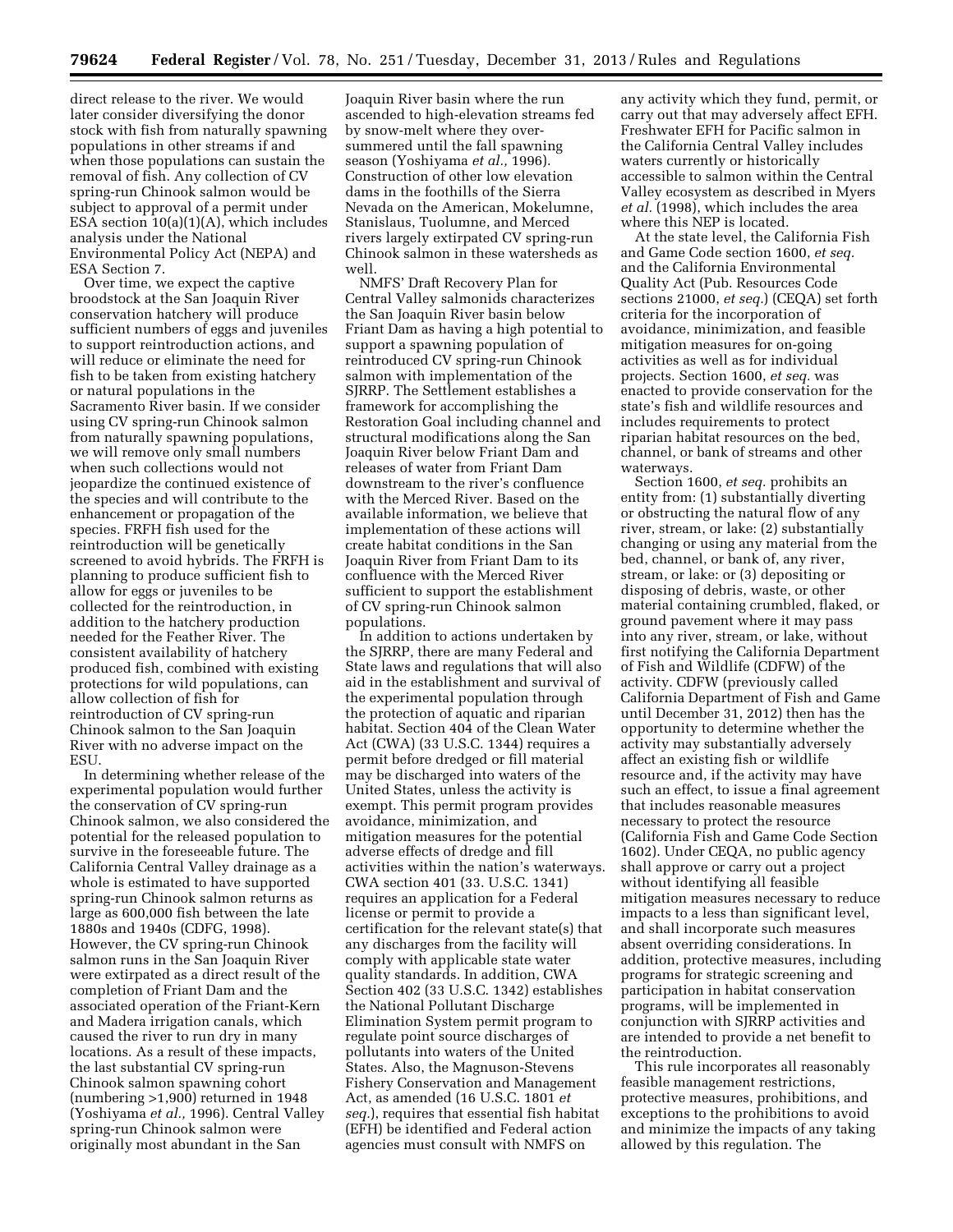direct release to the river. We would later consider diversifying the donor stock with fish from naturally spawning populations in other streams if and when those populations can sustain the removal of fish. Any collection of CV spring-run Chinook salmon would be subject to approval of a permit under ESA section 10(a)(1)(A), which includes analysis under the National Environmental Policy Act (NEPA) and ESA Section 7.

Over time, we expect the captive broodstock at the San Joaquin River conservation hatchery will produce sufficient numbers of eggs and juveniles to support reintroduction actions, and will reduce or eliminate the need for fish to be taken from existing hatchery or natural populations in the Sacramento River basin. If we consider using CV spring-run Chinook salmon from naturally spawning populations, we will remove only small numbers when such collections would not jeopardize the continued existence of the species and will contribute to the enhancement or propagation of the species. FRFH fish used for the reintroduction will be genetically screened to avoid hybrids. The FRFH is planning to produce sufficient fish to allow for eggs or juveniles to be collected for the reintroduction, in addition to the hatchery production needed for the Feather River. The consistent availability of hatchery produced fish, combined with existing protections for wild populations, can allow collection of fish for reintroduction of CV spring-run Chinook salmon to the San Joaquin River with no adverse impact on the ESU.

In determining whether release of the experimental population would further the conservation of CV spring-run Chinook salmon, we also considered the potential for the released population to survive in the foreseeable future. The California Central Valley drainage as a whole is estimated to have supported spring-run Chinook salmon returns as large as 600,000 fish between the late 1880s and 1940s (CDFG, 1998). However, the CV spring-run Chinook salmon runs in the San Joaquin River were extirpated as a direct result of the completion of Friant Dam and the associated operation of the Friant-Kern and Madera irrigation canals, which caused the river to run dry in many locations. As a result of these impacts, the last substantial CV spring-run Chinook salmon spawning cohort (numbering >1,900) returned in 1948 (Yoshiyama *et al.,* 1996). Central Valley spring-run Chinook salmon were originally most abundant in the San Joaquin River basin where the run ascended to high-elevation streams fed by snow-melt where they over-summered until the fall spawning season (Yoshiyama *et al.,* 1996). Construction of other low elevation dams in the foothills of the Sierra Nevada on the American, Mokelumne, Stanislaus, Tuolumne, and Merced rivers largely extirpated CV spring-run Chinook salmon in these watersheds as well.

NMFS' Draft Recovery Plan for Central Valley salmonids characterizes the San Joaquin River basin below Friant Dam as having a high potential to support a spawning population of reintroduced CV spring-run Chinook salmon with implementation of the SJRRP. The Settlement establishes a framework for accomplishing the Restoration Goal including channel and structural modifications along the San Joaquin River below Friant Dam and releases of water from Friant Dam downstream to the river's confluence with the Merced River. Based on the available information, we believe that implementation of these actions will create habitat conditions in the San Joaquin River from Friant Dam to its confluence with the Merced River sufficient to support the establishment of CV spring-run Chinook salmon populations.

In addition to actions undertaken by the SJRRP, there are many Federal and State laws and regulations that will also aid in the establishment and survival of the experimental population through the protection of aquatic and riparian habitat. Section 404 of the Clean Water Act (CWA) (33 U.S.C. 1344) requires a permit before dredged or fill material may be discharged into waters of the United States, unless the activity is exempt. This permit program provides avoidance, minimization, and mitigation measures for the potential adverse effects of dredge and fill activities within the nation's waterways. CWA section 401 (33. U.S.C. 1341) requires an application for a Federal license or permit to provide a certification for the relevant state(s) that any discharges from the facility will comply with applicable state water quality standards. In addition, CWA Section 402 (33 U.S.C. 1342) establishes the National Pollutant Discharge Elimination System permit program to regulate point source discharges of pollutants into waters of the United States. Also, the Magnuson-Stevens Fishery Conservation and Management Act, as amended (16 U.S.C. 1801 *et seq.*), requires that essential fish habitat (EFH) be identified and Federal action agencies must consult with NMFS on any activity which they fund, permit, or carry out that may adversely affect EFH. Freshwater EFH for Pacific salmon in the California Central Valley includes waters currently or historically accessible to salmon within the Central Valley ecosystem as described in Myers *et al.* (1998), which includes the area where this NEP is located.

At the state level, the California Fish and Game Code section 1600, *et seq.* and the California Environmental Quality Act (Pub. Resources Code sections 21000, *et seq.*) (CEQA) set forth criteria for the incorporation of avoidance, minimization, and feasible mitigation measures for on-going activities as well as for individual projects. Section 1600, *et seq.* was enacted to provide conservation for the state's fish and wildlife resources and includes requirements to protect riparian habitat resources on the bed, channel, or bank of streams and other waterways.

Section 1600, *et seq.* prohibits an entity from: (1) substantially diverting or obstructing the natural flow of any river, stream, or lake: (2) substantially changing or using any material from the bed, channel, or bank of, any river, stream, or lake: or (3) depositing or disposing of debris, waste, or other material containing crumbled, flaked, or ground pavement where it may pass into any river, stream, or lake, without first notifying the California Department of Fish and Wildlife (CDFW) of the activity. CDFW (previously called California Department of Fish and Game until December 31, 2012) then has the opportunity to determine whether the activity may substantially adversely affect an existing fish or wildlife resource and, if the activity may have such an effect, to issue a final agreement that includes reasonable measures necessary to protect the resource (California Fish and Game Code Section 1602). Under CEQA, no public agency shall approve or carry out a project without identifying all feasible mitigation measures necessary to reduce impacts to a less than significant level, and shall incorporate such measures absent overriding considerations. In addition, protective measures, including programs for strategic screening and participation in habitat conservation programs, will be implemented in conjunction with SJRRP activities and are intended to provide a net benefit to the reintroduction.

This rule incorporates all reasonably feasible management restrictions, protective measures, prohibitions, and exceptions to the prohibitions to avoid and minimize the impacts of any taking allowed by this regulation. The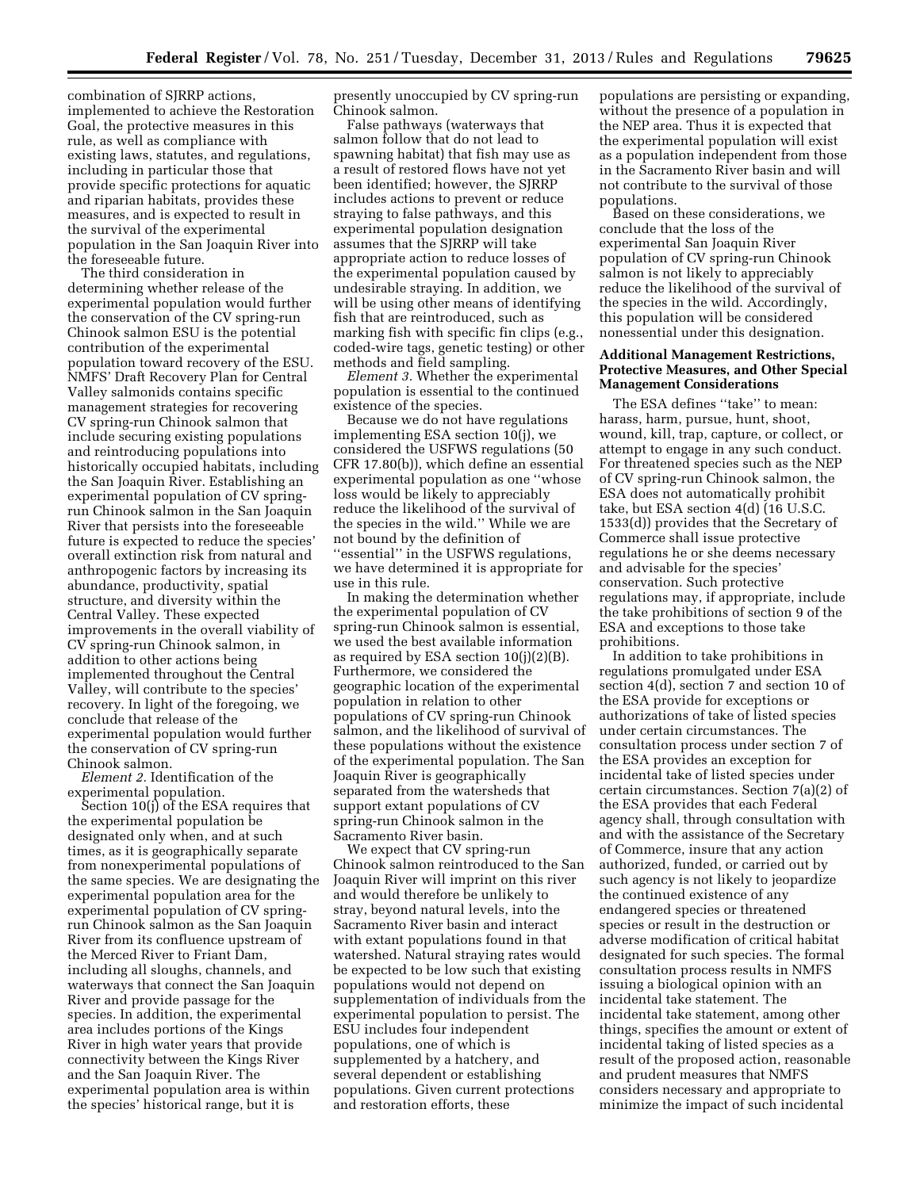combination of SJRRP actions, implemented to achieve the Restoration Goal, the protective measures in this rule, as well as compliance with existing laws, statutes, and regulations, including in particular those that provide specific protections for aquatic and riparian habitats, provides these measures, and is expected to result in the survival of the experimental population in the San Joaquin River into the foreseeable future.

The third consideration in determining whether release of the experimental population would further the conservation of the CV spring-run Chinook salmon ESU is the potential contribution of the experimental population toward recovery of the ESU. NMFS' Draft Recovery Plan for Central Valley salmonids contains specific management strategies for recovering CV spring-run Chinook salmon that include securing existing populations and reintroducing populations into historically occupied habitats, including the San Joaquin River. Establishing an experimental population of CV spring-run Chinook salmon in the San Joaquin River that persists into the foreseeable future is expected to reduce the species' overall extinction risk from natural and anthropogenic factors by increasing its abundance, productivity, spatial structure, and diversity within the Central Valley. These expected improvements in the overall viability of CV spring-run Chinook salmon, in addition to other actions being implemented throughout the Central Valley, will contribute to the species' recovery. In light of the foregoing, we conclude that release of the experimental population would further the conservation of CV spring-run Chinook salmon.

*Element 2.* Identification of the experimental population.

Section 10(j) of the ESA requires that the experimental population be designated only when, and at such times, as it is geographically separate from nonexperimental populations of the same species. We are designating the experimental population area for the experimental population of CV spring-run Chinook salmon as the San Joaquin River from its confluence upstream of the Merced River to Friant Dam, including all sloughs, channels, and waterways that connect the San Joaquin River and provide passage for the species. In addition, the experimental area includes portions of the Kings River in high water years that provide connectivity between the Kings River and the San Joaquin River. The experimental population area is within the species' historical range, but it is presently unoccupied by CV spring-run Chinook salmon.

False pathways (waterways that salmon follow that do not lead to spawning habitat) that fish may use as a result of restored flows have not yet been identified; however, the SJRRP includes actions to prevent or reduce straying to false pathways, and this experimental population designation assumes that the SJRRP will take appropriate action to reduce losses of the experimental population caused by undesirable straying. In addition, we will be using other means of identifying fish that are reintroduced, such as marking fish with specific fin clips (e.g., coded-wire tags, genetic testing) or other methods and field sampling.

*Element 3.* Whether the experimental population is essential to the continued existence of the species.

Because we do not have regulations implementing ESA section 10(j), we considered the USFWS regulations (50 CFR 17.80(b)), which define an essential experimental population as one "whose loss would be likely to appreciably reduce the likelihood of the survival of the species in the wild." While we are not bound by the definition of "essential" in the USFWS regulations, we have determined it is appropriate for use in this rule.

In making the determination whether the experimental population of CV spring-run Chinook salmon is essential, we used the best available information as required by ESA section 10(j)(2)(B). Furthermore, we considered the geographic location of the experimental population in relation to other populations of CV spring-run Chinook salmon, and the likelihood of survival of these populations without the existence of the experimental population. The San Joaquin River is geographically separated from the watersheds that support extant populations of CV spring-run Chinook salmon in the Sacramento River basin.

We expect that CV spring-run Chinook salmon reintroduced to the San Joaquin River will imprint on this river and would therefore be unlikely to stray, beyond natural levels, into the Sacramento River basin and interact with extant populations found in that watershed. Natural straying rates would be expected to be low such that existing populations would not depend on supplementation of individuals from the experimental population to persist. The ESU includes four independent populations, one of which is supplemented by a hatchery, and several dependent or establishing populations. Given current protections and restoration efforts, these populations are persisting or expanding, without the presence of a population in the NEP area. Thus it is expected that the experimental population will exist as a population independent from those in the Sacramento River basin and will not contribute to the survival of those populations.

Based on these considerations, we conclude that the loss of the experimental San Joaquin River population of CV spring-run Chinook salmon is not likely to appreciably reduce the likelihood of the survival of the species in the wild. Accordingly, this population will be considered nonessential under this designation.

## Additional Management Restrictions, Protective Measures, and Other Special Management Considerations

The ESA defines "take" to mean: harass, harm, pursue, hunt, shoot, wound, kill, trap, capture, or collect, or attempt to engage in any such conduct. For threatened species such as the NEP of CV spring-run Chinook salmon, the ESA does not automatically prohibit take, but ESA section 4(d) (16 U.S.C. 1533(d)) provides that the Secretary of Commerce shall issue protective regulations he or she deems necessary and advisable for the species' conservation. Such protective regulations may, if appropriate, include the take prohibitions of section 9 of the ESA and exceptions to those take prohibitions.

In addition to take prohibitions in regulations promulgated under ESA section 4(d), section 7 and section 10 of the ESA provide for exceptions or authorizations of take of listed species under certain circumstances. The consultation process under section 7 of the ESA provides an exception for incidental take of listed species under certain circumstances. Section 7(a)(2) of the ESA provides that each Federal agency shall, through consultation with and with the assistance of the Secretary of Commerce, insure that any action authorized, funded, or carried out by such agency is not likely to jeopardize the continued existence of any endangered species or threatened species or result in the destruction or adverse modification of critical habitat designated for such species. The formal consultation process results in NMFS issuing a biological opinion with an incidental take statement. The incidental take statement, among other things, specifies the amount or extent of incidental taking of listed species as a result of the proposed action, reasonable and prudent measures that NMFS considers necessary and appropriate to minimize the impact of such incidental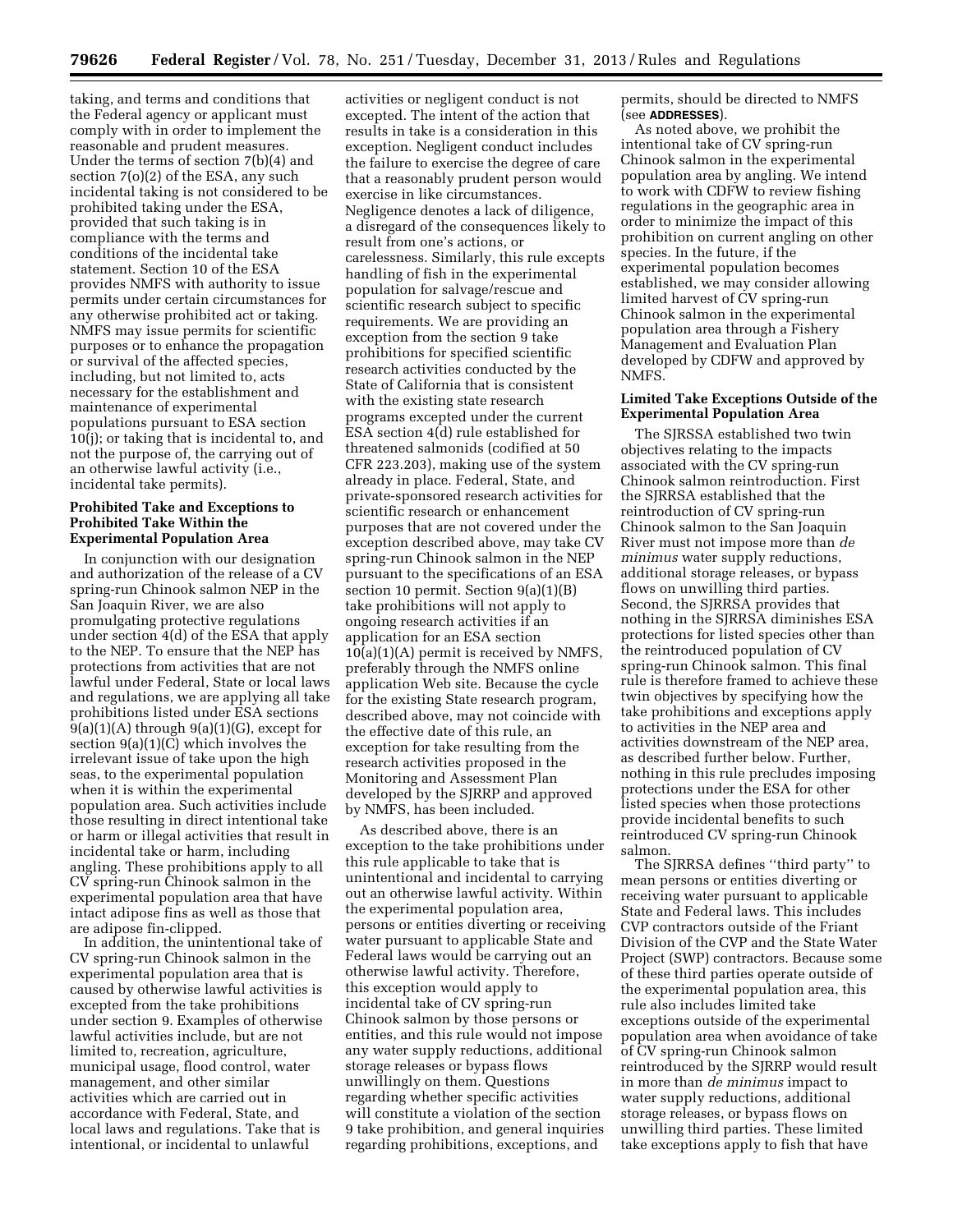taking, and terms and conditions that the Federal agency or applicant must comply with in order to implement the reasonable and prudent measures. Under the terms of section 7(b)(4) and section 7(o)(2) of the ESA, any such incidental taking is not considered to be prohibited taking under the ESA, provided that such taking is in compliance with the terms and conditions of the incidental take statement. Section 10 of the ESA provides NMFS with authority to issue permits under certain circumstances for any otherwise prohibited act or taking. NMFS may issue permits for scientific purposes or to enhance the propagation or survival of the affected species, including, but not limited to, acts necessary for the establishment and maintenance of experimental populations pursuant to ESA section 10(j); or taking that is incidental to, and not the purpose of, the carrying out of an otherwise lawful activity (i.e., incidental take permits).

### Prohibited Take and Exceptions to Prohibited Take Within the Experimental Population Area

In conjunction with our designation and authorization of the release of a CV spring-run Chinook salmon NEP in the San Joaquin River, we are also promulgating protective regulations under section 4(d) of the ESA that apply to the NEP. To ensure that the NEP has protections from activities that are not lawful under Federal, State or local laws and regulations, we are applying all take prohibitions listed under ESA sections 9(a)(1)(A) through 9(a)(1)(G), except for section 9(a)(1)(C) which involves the irrelevant issue of take upon the high seas, to the experimental population when it is within the experimental population area. Such activities include those resulting in direct intentional take or harm or illegal activities that result in incidental take or harm, including angling. These prohibitions apply to all CV spring-run Chinook salmon in the experimental population area that have intact adipose fins as well as those that are adipose fin-clipped.

In addition, the unintentional take of CV spring-run Chinook salmon in the experimental population area that is caused by otherwise lawful activities is excepted from the take prohibitions under section 9. Examples of otherwise lawful activities include, but are not limited to, recreation, agriculture, municipal usage, flood control, water management, and other similar activities which are carried out in accordance with Federal, State, and local laws and regulations. Take that is intentional, or incidental to unlawful activities or negligent conduct is not excepted. The intent of the action that results in take is a consideration in this exception. Negligent conduct includes the failure to exercise the degree of care that a reasonably prudent person would exercise in like circumstances. Negligence denotes a lack of diligence, a disregard of the consequences likely to result from one's actions, or carelessness. Similarly, this rule excepts handling of fish in the experimental population for salvage/rescue and scientific research subject to specific requirements. We are providing an exception from the section 9 take prohibitions for specified scientific research activities conducted by the State of California that is consistent with the existing state research programs excepted under the current ESA section 4(d) rule established for threatened salmonids (codified at 50 CFR 223.203), making use of the system already in place. Federal, State, and private-sponsored research activities for scientific research or enhancement purposes that are not covered under the exception described above, may take CV spring-run Chinook salmon in the NEP pursuant to the specifications of an ESA section 10 permit. Section 9(a)(1)(B) take prohibitions will not apply to ongoing research activities if an application for an ESA section 10(a)(1)(A) permit is received by NMFS, preferably through the NMFS online application Web site. Because the cycle for the existing State research program, described above, may not coincide with the effective date of this rule, an exception for take resulting from the research activities proposed in the Monitoring and Assessment Plan developed by the SJRRP and approved by NMFS, has been included.

As described above, there is an exception to the take prohibitions under this rule applicable to take that is unintentional and incidental to carrying out an otherwise lawful activity. Within the experimental population area, persons or entities diverting or receiving water pursuant to applicable State and Federal laws would be carrying out an otherwise lawful activity. Therefore, this exception would apply to incidental take of CV spring-run Chinook salmon by those persons or entities, and this rule would not impose any water supply reductions, additional storage releases or bypass flows unwillingly on them. Questions regarding whether specific activities will constitute a violation of the section 9 take prohibition, and general inquiries regarding prohibitions, exceptions, and permits, should be directed to NMFS (see **ADDRESSES**).

As noted above, we prohibit the intentional take of CV spring-run Chinook salmon in the experimental population area by angling. We intend to work with CDFW to review fishing regulations in the geographic area in order to minimize the impact of this prohibition on current angling on other species. In the future, if the experimental population becomes established, we may consider allowing limited harvest of CV spring-run Chinook salmon in the experimental population area through a Fishery Management and Evaluation Plan developed by CDFW and approved by NMFS.

### Limited Take Exceptions Outside of the Experimental Population Area

The SJRSSA established two twin objectives relating to the impacts associated with the CV spring-run Chinook salmon reintroduction. First the SJRRSA established that the reintroduction of CV spring-run Chinook salmon to the San Joaquin River must not impose more than *de minimus* water supply reductions, additional storage releases, or bypass flows on unwilling third parties. Second, the SJRRSA provides that nothing in the SJRRSA diminishes ESA protections for listed species other than the reintroduced population of CV spring-run Chinook salmon. This final rule is therefore framed to achieve these twin objectives by specifying how the take prohibitions and exceptions apply to activities in the NEP area and activities downstream of the NEP area, as described further below. Further, nothing in this rule precludes imposing protections under the ESA for other listed species when those protections provide incidental benefits to such reintroduced CV spring-run Chinook salmon.

The SJRRSA defines ''third party'' to mean persons or entities diverting or receiving water pursuant to applicable State and Federal laws. This includes CVP contractors outside of the Friant Division of the CVP and the State Water Project (SWP) contractors. Because some of these third parties operate outside of the experimental population area, this rule also includes limited take exceptions outside of the experimental population area when avoidance of take of CV spring-run Chinook salmon reintroduced by the SJRRP would result in more than *de minimus* impact to water supply reductions, additional storage releases, or bypass flows on unwilling third parties. These limited take exceptions apply to fish that have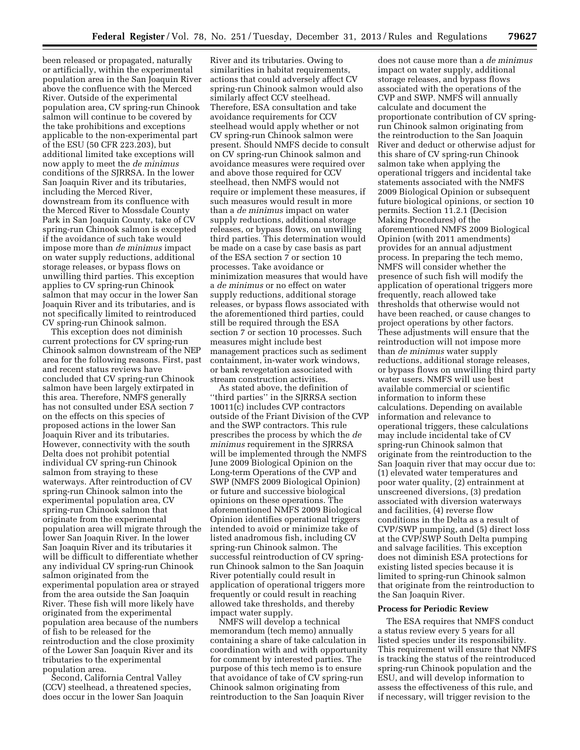been released or propagated, naturally or artificially, within the experimental population area in the San Joaquin River above the confluence with the Merced River. Outside of the experimental population area, CV spring-run Chinook salmon will continue to be covered by the take prohibitions and exceptions applicable to the non-experimental part of the ESU (50 CFR 223.203), but additional limited take exceptions will now apply to meet the *de minimus* conditions of the SJRRSA. In the lower San Joaquin River and its tributaries, including the Merced River, downstream from its confluence with the Merced River to Mossdale County Park in San Joaquin County, take of CV spring-run Chinook salmon is excepted if the avoidance of such take would impose more than *de minimus* impact on water supply reductions, additional storage releases, or bypass flows on unwilling third parties. This exception applies to CV spring-run Chinook salmon that may occur in the lower San Joaquin River and its tributaries, and is not specifically limited to reintroduced CV spring-run Chinook salmon.

This exception does not diminish current protections for CV spring-run Chinook salmon downstream of the NEP area for the following reasons. First, past and recent status reviews have concluded that CV spring-run Chinook salmon have been largely extirpated in this area. Therefore, NMFS generally has not consulted under ESA section 7 on the effects on this species of proposed actions in the lower San Joaquin River and its tributaries. However, connectivity with the south Delta does not prohibit potential individual CV spring-run Chinook salmon from straying to these waterways. After reintroduction of CV spring-run Chinook salmon into the experimental population area, CV spring-run Chinook salmon that originate from the experimental population area will migrate through the lower San Joaquin River. In the lower San Joaquin River and its tributaries it will be difficult to differentiate whether any individual CV spring-run Chinook salmon originated from the experimental population area or strayed from the area outside the San Joaquin River. These fish will more likely have originated from the experimental population area because of the numbers of fish to be released for the reintroduction and the close proximity of the Lower San Joaquin River and its tributaries to the experimental population area.

Second, California Central Valley (CCV) steelhead, a threatened species, does occur in the lower San Joaquin River and its tributaries. Owing to similarities in habitat requirements, actions that could adversely affect CV spring-run Chinook salmon would also similarly affect CCV steelhead. Therefore, ESA consultation and take avoidance requirements for CCV steelhead would apply whether or not CV spring-run Chinook salmon were present. Should NMFS decide to consult on CV spring-run Chinook salmon and avoidance measures were required over and above those required for CCV steelhead, then NMFS would not require or implement these measures, if such measures would result in more than a *de minimus* impact on water supply reductions, additional storage releases, or bypass flows, on unwilling third parties. This determination would be made on a case by case basis as part of the ESA section 7 or section 10 processes. Take avoidance or minimization measures that would have a *de minimus* or no effect on water supply reductions, additional storage releases, or bypass flows associated with the aforementioned third parties, could still be required through the ESA section 7 or section 10 processes. Such measures might include best management practices such as sediment containment, in-water work windows, or bank revegetation associated with stream construction activities.

As stated above, the definition of ''third parties'' in the SJRRSA section 10011(c) includes CVP contractors outside of the Friant Division of the CVP and the SWP contractors. This rule prescribes the process by which the *de minimus* requirement in the SJRRSA will be implemented through the NMFS June 2009 Biological Opinion on the Long-term Operations of the CVP and SWP (NMFS 2009 Biological Opinion) or future and successive biological opinions on these operations. The aforementioned NMFS 2009 Biological Opinion identifies operational triggers intended to avoid or minimize take of listed anadromous fish, including CV spring-run Chinook salmon. The successful reintroduction of CV spring-run Chinook salmon to the San Joaquin River potentially could result in application of operational triggers more frequently or could result in reaching allowed take thresholds, and thereby impact water supply.

NMFS will develop a technical memorandum (tech memo) annually containing a share of take calculation in coordination with and with opportunity for comment by interested parties. The purpose of this tech memo is to ensure that avoidance of take of CV spring-run Chinook salmon originating from reintroduction to the San Joaquin River does not cause more than a *de minimus* impact on water supply, additional storage releases, and bypass flows associated with the operations of the CVP and SWP. NMFS will annually calculate and document the proportionate contribution of CV spring-run Chinook salmon originating from the reintroduction to the San Joaquin River and deduct or otherwise adjust for this share of CV spring-run Chinook salmon take when applying the operational triggers and incidental take statements associated with the NMFS 2009 Biological Opinion or subsequent future biological opinions, or section 10 permits. Section 11.2.1 (Decision Making Procedures) of the aforementioned NMFS 2009 Biological Opinion (with 2011 amendments) provides for an annual adjustment process. In preparing the tech memo, NMFS will consider whether the presence of such fish will modify the application of operational triggers more frequently, reach allowed take thresholds that otherwise would not have been reached, or cause changes to project operations by other factors. These adjustments will ensure that the reintroduction will not impose more than *de minimus* water supply reductions, additional storage releases, or bypass flows on unwilling third party water users. NMFS will use best available commercial or scientific information to inform these calculations. Depending on available information and relevance to operational triggers, these calculations may include incidental take of CV spring-run Chinook salmon that originate from the reintroduction to the San Joaquin river that may occur due to: (1) elevated water temperatures and poor water quality, (2) entrainment at unscreened diversions, (3) predation associated with diversion waterways and facilities, (4) reverse flow conditions in the Delta as a result of CVP/SWP pumping, and (5) direct loss at the CVP/SWP South Delta pumping and salvage facilities. This exception does not diminish ESA protections for existing listed species because it is limited to spring-run Chinook salmon that originate from the reintroduction to the San Joaquin River.

## Process for Periodic Review

The ESA requires that NMFS conduct a status review every 5 years for all listed species under its responsibility. This requirement will ensure that NMFS is tracking the status of the reintroduced spring-run Chinook population and the ESU, and will develop information to assess the effectiveness of this rule, and if necessary, will trigger revision to the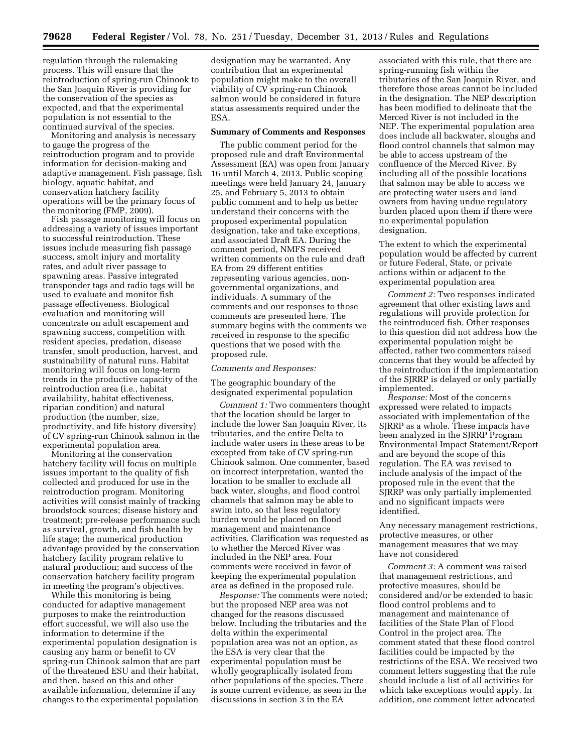regulation through the rulemaking process. This will ensure that the reintroduction of spring-run Chinook to the San Joaquin River is providing for the conservation of the species as expected, and that the experimental population is not essential to the continued survival of the species.

Monitoring and analysis is necessary to gauge the progress of the reintroduction program and to provide information for decision-making and adaptive management. Fish passage, fish biology, aquatic habitat, and conservation hatchery facility operations will be the primary focus of the monitoring (FMP, 2009).

Fish passage monitoring will focus on addressing a variety of issues important to successful reintroduction. These issues include measuring fish passage success, smolt injury and mortality rates, and adult river passage to spawning areas. Passive integrated transponder tags and radio tags will be used to evaluate and monitor fish passage effectiveness. Biological evaluation and monitoring will concentrate on adult escapement and spawning success, competition with resident species, predation, disease transfer, smolt production, harvest, and sustainability of natural runs. Habitat monitoring will focus on long-term trends in the productive capacity of the reintroduction area (i.e., habitat availability, habitat effectiveness, riparian condition) and natural production (the number, size, productivity, and life history diversity) of CV spring-run Chinook salmon in the experimental population area.

Monitoring at the conservation hatchery facility will focus on multiple issues important to the quality of fish collected and produced for use in the reintroduction program. Monitoring activities will consist mainly of tracking broodstock sources; disease history and treatment; pre-release performance such as survival, growth, and fish health by life stage; the numerical production advantage provided by the conservation hatchery facility program relative to natural production; and success of the conservation hatchery facility program in meeting the program's objectives.

While this monitoring is being conducted for adaptive management purposes to make the reintroduction effort successful, we will also use the information to determine if the experimental population designation is causing any harm or benefit to CV spring-run Chinook salmon that are part of the threatened ESU and their habitat, and then, based on this and other available information, determine if any changes to the experimental population designation may be warranted. Any contribution that an experimental population might make to the overall viability of CV spring-run Chinook salmon would be considered in future status assessments required under the ESA.

**Summary of Comments and Responses**

The public comment period for the proposed rule and draft Environmental Assessment (EA) was open from January 16 until March 4, 2013. Public scoping meetings were held January 24, January 25, and February 5, 2013 to obtain public comment and to help us better understand their concerns with the proposed experimental population designation, take and take exceptions, and associated Draft EA. During the comment period, NMFS received written comments on the rule and draft EA from 29 different entities representing various agencies, non-governmental organizations, and individuals. A summary of the comments and our responses to those comments are presented here. The summary begins with the comments we received in response to the specific questions that we posed with the proposed rule.

*Comments and Responses:*

The geographic boundary of the designated experimental population

*Comment 1:* Two commenters thought that the location should be larger to include the lower San Joaquin River, its tributaries, and the entire Delta to include water users in these areas to be excepted from take of CV spring-run Chinook salmon. One commenter, based on incorrect interpretation, wanted the location to be smaller to exclude all back water, sloughs, and flood control channels that salmon may be able to swim into, so that less regulatory burden would be placed on flood management and maintenance activities. Clarification was requested as to whether the Merced River was included in the NEP area. Four comments were received in favor of keeping the experimental population area as defined in the proposed rule.

*Response:* The comments were noted; but the proposed NEP area was not changed for the reasons discussed below. Including the tributaries and the delta within the experimental population area was not an option, as the ESA is very clear that the experimental population must be wholly geographically isolated from other populations of the species. There is some current evidence, as seen in the discussions in section 3 in the EA associated with this rule, that there are spring-running fish within the tributaries of the San Joaquin River, and therefore those areas cannot be included in the designation. The NEP description has been modified to delineate that the Merced River is not included in the NEP. The experimental population area does include all backwater, sloughs and flood control channels that salmon may be able to access upstream of the confluence of the Merced River. By including all of the possible locations that salmon may be able to access we are protecting water users and land owners from having undue regulatory burden placed upon them if there were no experimental population designation.

The extent to which the experimental population would be affected by current or future Federal, State, or private actions within or adjacent to the experimental population area

*Comment 2:* Two responses indicated agreement that other existing laws and regulations will provide protection for the reintroduced fish. Other responses to this question did not address how the experimental population might be affected, rather two commenters raised concerns that they would be affected by the reintroduction if the implementation of the SJRRP is delayed or only partially implemented.

*Response:* Most of the concerns expressed were related to impacts associated with implementation of the SJRRP as a whole. These impacts have been analyzed in the SJRRP Program Environmental Impact Statement/Report and are beyond the scope of this regulation. The EA was revised to include analysis of the impact of the proposed rule in the event that the SJRRP was only partially implemented and no significant impacts were identified.

Any necessary management restrictions, protective measures, or other management measures that we may have not considered

*Comment 3:* A comment was raised that management restrictions, and protective measures, should be considered and/or be extended to basic flood control problems and to management and maintenance of facilities of the State Plan of Flood Control in the project area. The comment stated that these flood control facilities could be impacted by the restrictions of the ESA. We received two comment letters suggesting that the rule should include a list of all activities for which take exceptions would apply. In addition, one comment letter advocated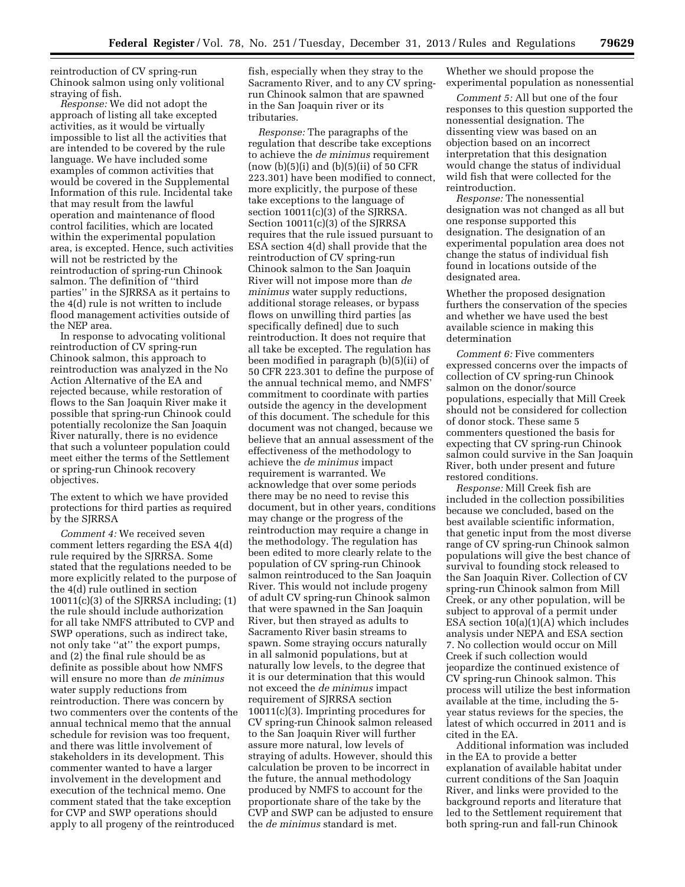reintroduction of CV spring-run Chinook salmon using only volitional straying of fish.

*Response:* We did not adopt the approach of listing all take excepted activities, as it would be virtually impossible to list all the activities that are intended to be covered by the rule language. We have included some examples of common activities that would be covered in the Supplemental Information of this rule. Incidental take that may result from the lawful operation and maintenance of flood control facilities, which are located within the experimental population area, is excepted. Hence, such activities will not be restricted by the reintroduction of spring-run Chinook salmon. The definition of "third parties" in the SJRRSA as it pertains to the 4(d) rule is not written to include flood management activities outside of the NEP area.

In response to advocating volitional reintroduction of CV spring-run Chinook salmon, this approach to reintroduction was analyzed in the No Action Alternative of the EA and rejected because, while restoration of flows to the San Joaquin River make it possible that spring-run Chinook could potentially recolonize the San Joaquin River naturally, there is no evidence that such a volunteer population could meet either the terms of the Settlement or spring-run Chinook recovery objectives.

The extent to which we have provided protections for third parties as required by the SJRRSA

*Comment 4:* We received seven comment letters regarding the ESA 4(d) rule required by the SJRRSA. Some stated that the regulations needed to be more explicitly related to the purpose of the 4(d) rule outlined in section 10011(c)(3) of the SJRRSA including; (1) the rule should include authorization for all take NMFS attributed to CVP and SWP operations, such as indirect take, not only take "at" the export pumps, and (2) the final rule should be as definite as possible about how NMFS will ensure no more than *de minimus* water supply reductions from reintroduction. There was concern by two commenters over the contents of the annual technical memo that the annual schedule for revision was too frequent, and there was little involvement of stakeholders in its development. This commenter wanted to have a larger involvement in the development and execution of the technical memo. One comment stated that the take exception for CVP and SWP operations should apply to all progeny of the reintroduced fish, especially when they stray to the Sacramento River, and to any CV spring-run Chinook salmon that are spawned in the San Joaquin river or its tributaries.

*Response:* The paragraphs of the regulation that describe take exceptions to achieve the *de minimus* requirement (now (b)(5)(i) and (b)(5)(ii) of 50 CFR 223.301) have been modified to connect, more explicitly, the purpose of these take exceptions to the language of section 10011(c)(3) of the SJRRSA. Section 10011(c)(3) of the SJRRSA requires that the rule issued pursuant to ESA section 4(d) shall provide that the reintroduction of CV spring-run Chinook salmon to the San Joaquin River will not impose more than *de minimus* water supply reductions, additional storage releases, or bypass flows on unwilling third parties [as specifically defined] due to such reintroduction. It does not require that all take be excepted. The regulation has been modified in paragraph (b)(5)(ii) of 50 CFR 223.301 to define the purpose of the annual technical memo, and NMFS' commitment to coordinate with parties outside the agency in the development of this document. The schedule for this document was not changed, because we believe that an annual assessment of the effectiveness of the methodology to achieve the *de minimus* impact requirement is warranted. We acknowledge that over some periods there may be no need to revise this document, but in other years, conditions may change or the progress of the reintroduction may require a change in the methodology. The regulation has been edited to more clearly relate to the population of CV spring-run Chinook salmon reintroduced to the San Joaquin River. This would not include progeny of adult CV spring-run Chinook salmon that were spawned in the San Joaquin River, but then strayed as adults to Sacramento River basin streams to spawn. Some straying occurs naturally in all salmonid populations, but at naturally low levels, to the degree that it is our determination that this would not exceed the *de minimus* impact requirement of SJRRSA section 10011(c)(3). Imprinting procedures for CV spring-run Chinook salmon released to the San Joaquin River will further assure more natural, low levels of straying of adults. However, should this calculation be proven to be incorrect in the future, the annual methodology produced by NMFS to account for the proportionate share of the take by the CVP and SWP can be adjusted to ensure the *de minimus* standard is met.

Whether we should propose the experimental population as nonessential

*Comment 5:* All but one of the four responses to this question supported the nonessential designation. The dissenting view was based on an objection based on an incorrect interpretation that this designation would change the status of individual wild fish that were collected for the reintroduction.

*Response:* The nonessential designation was not changed as all but one response supported this designation. The designation of an experimental population area does not change the status of individual fish found in locations outside of the designated area.

Whether the proposed designation furthers the conservation of the species and whether we have used the best available science in making this determination

*Comment 6:* Five commenters expressed concerns over the impacts of collection of CV spring-run Chinook salmon on the donor/source populations, especially that Mill Creek should not be considered for collection of donor stock. These same 5 commenters questioned the basis for expecting that CV spring-run Chinook salmon could survive in the San Joaquin River, both under present and future restored conditions.

*Response:* Mill Creek fish are included in the collection possibilities because we concluded, based on the best available scientific information, that genetic input from the most diverse range of CV spring-run Chinook salmon populations will give the best chance of survival to founding stock released to the San Joaquin River. Collection of CV spring-run Chinook salmon from Mill Creek, or any other population, will be subject to approval of a permit under ESA section 10(a)(1)(A) which includes analysis under NEPA and ESA section 7. No collection would occur on Mill Creek if such collection would jeopardize the continued existence of CV spring-run Chinook salmon. This process will utilize the best information available at the time, including the 5-year status reviews for the species, the latest of which occurred in 2011 and is cited in the EA.

Additional information was included in the EA to provide a better explanation of available habitat under current conditions of the San Joaquin River, and links were provided to the background reports and literature that led to the Settlement requirement that both spring-run and fall-run Chinook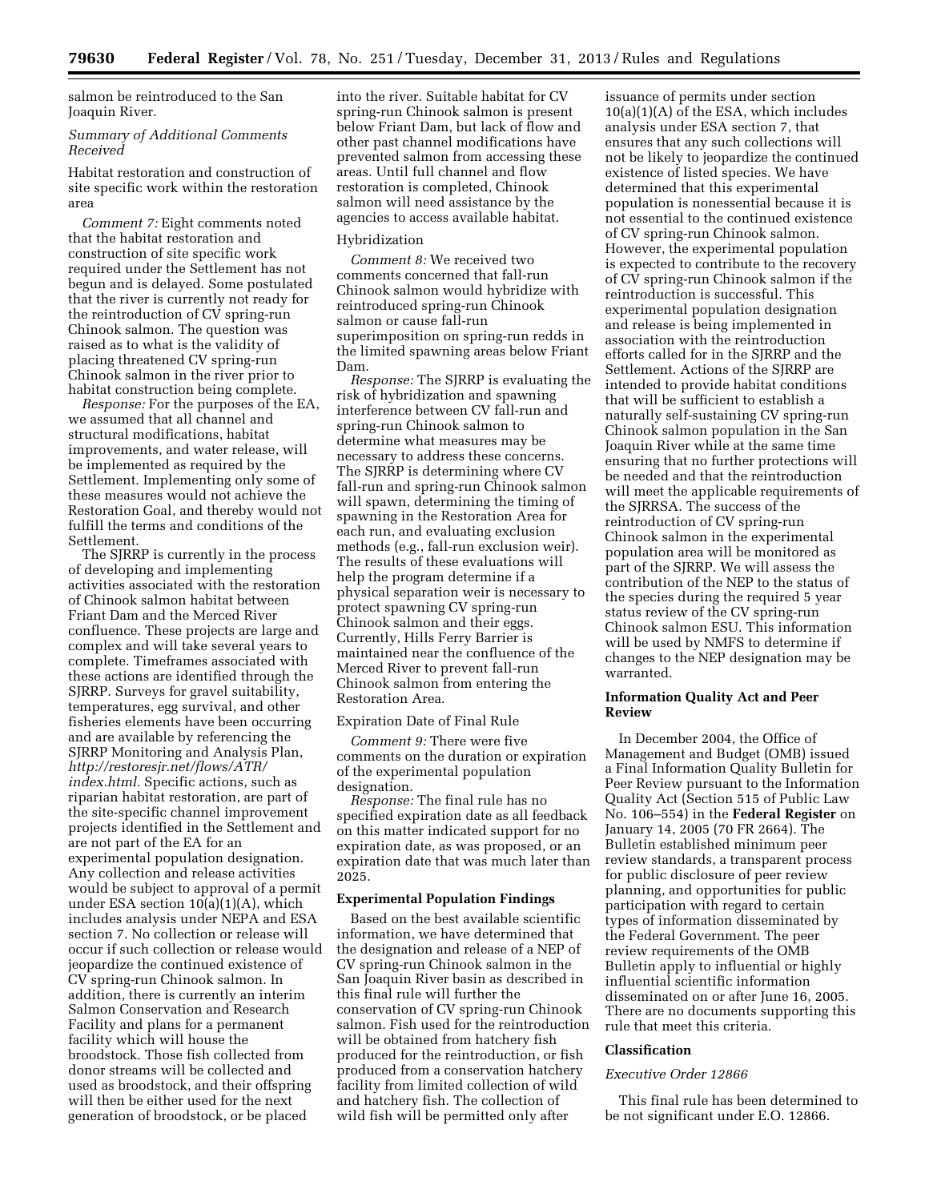salmon be reintroduced to the San Joaquin River.

*Summary of Additional Comments Received*

Habitat restoration and construction of site specific work within the restoration area

*Comment 7:* Eight comments noted that the habitat restoration and construction of site specific work required under the Settlement has not begun and is delayed. Some postulated that the river is currently not ready for the reintroduction of CV spring-run Chinook salmon. The question was raised as to what is the validity of placing threatened CV spring-run Chinook salmon in the river prior to habitat construction being complete.

*Response:* For the purposes of the EA, we assumed that all channel and structural modifications, habitat improvements, and water release, will be implemented as required by the Settlement. Implementing only some of these measures would not achieve the Restoration Goal, and thereby would not fulfill the terms and conditions of the Settlement.

The SJRRP is currently in the process of developing and implementing activities associated with the restoration of Chinook salmon habitat between Friant Dam and the Merced River confluence. These projects are large and complex and will take several years to complete. Timeframes associated with these actions are identified through the SJRRP. Surveys for gravel suitability, temperatures, egg survival, and other fisheries elements have been occurring and are available by referencing the SJRRP Monitoring and Analysis Plan, *http://restoresjr.net/flows/ATR/index.html.* Specific actions, such as riparian habitat restoration, are part of the site-specific channel improvement projects identified in the Settlement and are not part of the EA for an experimental population designation. Any collection and release activities would be subject to approval of a permit under ESA section 10(a)(1)(A), which includes analysis under NEPA and ESA section 7. No collection or release will occur if such collection or release would jeopardize the continued existence of CV spring-run Chinook salmon. In addition, there is currently an interim Salmon Conservation and Research Facility and plans for a permanent facility which will house the broodstock. Those fish collected from donor streams will be collected and used as broodstock, and their offspring will then be either used for the next generation of broodstock, or be placed into the river. Suitable habitat for CV spring-run Chinook salmon is present below Friant Dam, but lack of flow and other past channel modifications have prevented salmon from accessing these areas. Until full channel and flow restoration is completed, Chinook salmon will need assistance by the agencies to access available habitat.

Hybridization

*Comment 8:* We received two comments concerned that fall-run Chinook salmon would hybridize with reintroduced spring-run Chinook salmon or cause fall-run superimposition on spring-run redds in the limited spawning areas below Friant Dam.

*Response:* The SJRRP is evaluating the risk of hybridization and spawning interference between CV fall-run and spring-run Chinook salmon to determine what measures may be necessary to address these concerns. The SJRRP is determining where CV fall-run and spring-run Chinook salmon will spawn, determining the timing of spawning in the Restoration Area for each run, and evaluating exclusion methods (e.g., fall-run exclusion weir). The results of these evaluations will help the program determine if a physical separation weir is necessary to protect spawning CV spring-run Chinook salmon and their eggs. Currently, Hills Ferry Barrier is maintained near the confluence of the Merced River to prevent fall-run Chinook salmon from entering the Restoration Area.

Expiration Date of Final Rule

*Comment 9:* There were five comments on the duration or expiration of the experimental population designation.

*Response:* The final rule has no specified expiration date as all feedback on this matter indicated support for no expiration date, as was proposed, or an expiration date that was much later than 2025.

**Experimental Population Findings**

Based on the best available scientific information, we have determined that the designation and release of a NEP of CV spring-run Chinook salmon in the San Joaquin River basin as described in this final rule will further the conservation of CV spring-run Chinook salmon. Fish used for the reintroduction will be obtained from hatchery fish produced for the reintroduction, or fish produced from a conservation hatchery facility from limited collection of wild and hatchery fish. The collection of wild fish will be permitted only after issuance of permits under section 10(a)(1)(A) of the ESA, which includes analysis under ESA section 7, that ensures that any such collections will not be likely to jeopardize the continued existence of listed species. We have determined that this experimental population is nonessential because it is not essential to the continued existence of CV spring-run Chinook salmon. However, the experimental population is expected to contribute to the recovery of CV spring-run Chinook salmon if the reintroduction is successful. This experimental population designation and release is being implemented in association with the reintroduction efforts called for in the SJRRP and the Settlement. Actions of the SJRRP are intended to provide habitat conditions that will be sufficient to establish a naturally self-sustaining CV spring-run Chinook salmon population in the San Joaquin River while at the same time ensuring that no further protections will be needed and that the reintroduction will meet the applicable requirements of the SJRRSA. The success of the reintroduction of CV spring-run Chinook salmon in the experimental population area will be monitored as part of the SJRRP. We will assess the contribution of the NEP to the status of the species during the required 5 year status review of the CV spring-run Chinook salmon ESU. This information will be used by NMFS to determine if changes to the NEP designation may be warranted.

**Information Quality Act and Peer Review**

In December 2004, the Office of Management and Budget (OMB) issued a Final Information Quality Bulletin for Peer Review pursuant to the Information Quality Act (Section 515 of Public Law No. 106–554) in the **Federal Register** on January 14, 2005 (70 FR 2664). The Bulletin established minimum peer review standards, a transparent process for public disclosure of peer review planning, and opportunities for public participation with regard to certain types of information disseminated by the Federal Government. The peer review requirements of the OMB Bulletin apply to influential or highly influential scientific information disseminated on or after June 16, 2005. There are no documents supporting this rule that meet this criteria.

**Classification**

*Executive Order 12866*

This final rule has been determined to be not significant under E.O. 12866.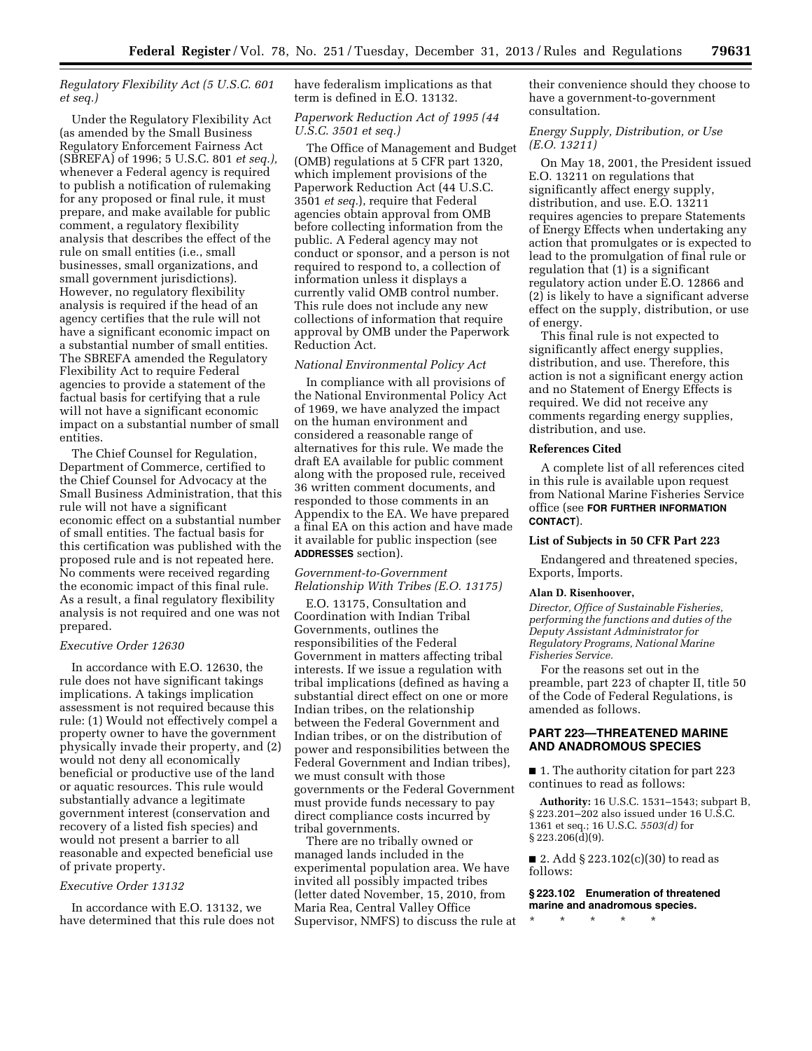### *Regulatory Flexibility Act (5 U.S.C. 601 et seq.)*

Under the Regulatory Flexibility Act (as amended by the Small Business Regulatory Enforcement Fairness Act (SBREFA) of 1996; 5 U.S.C. 801 *et seq.),* whenever a Federal agency is required to publish a notification of rulemaking for any proposed or final rule, it must prepare, and make available for public comment, a regulatory flexibility analysis that describes the effect of the rule on small entities (i.e., small businesses, small organizations, and small government jurisdictions). However, no regulatory flexibility analysis is required if the head of an agency certifies that the rule will not have a significant economic impact on a substantial number of small entities. The SBREFA amended the Regulatory Flexibility Act to require Federal agencies to provide a statement of the factual basis for certifying that a rule will not have a significant economic impact on a substantial number of small entities.

The Chief Counsel for Regulation, Department of Commerce, certified to the Chief Counsel for Advocacy at the Small Business Administration, that this rule will not have a significant economic effect on a substantial number of small entities. The factual basis for this certification was published with the proposed rule and is not repeated here. No comments were received regarding the economic impact of this final rule. As a result, a final regulatory flexibility analysis is not required and one was not prepared.

### *Executive Order 12630*

In accordance with E.O. 12630, the rule does not have significant takings implications. A takings implication assessment is not required because this rule: (1) Would not effectively compel a property owner to have the government physically invade their property, and (2) would not deny all economically beneficial or productive use of the land or aquatic resources. This rule would substantially advance a legitimate government interest (conservation and recovery of a listed fish species) and would not present a barrier to all reasonable and expected beneficial use of private property.

### *Executive Order 13132*

In accordance with E.O. 13132, we have determined that this rule does not have federalism implications as that term is defined in E.O. 13132.

### *Paperwork Reduction Act of 1995 (44 U.S.C. 3501 et seq.)*

The Office of Management and Budget (OMB) regulations at 5 CFR part 1320, which implement provisions of the Paperwork Reduction Act (44 U.S.C. 3501 *et seq.*), require that Federal agencies obtain approval from OMB before collecting information from the public. A Federal agency may not conduct or sponsor, and a person is not required to respond to, a collection of information unless it displays a currently valid OMB control number. This rule does not include any new collections of information that require approval by OMB under the Paperwork Reduction Act.

### *National Environmental Policy Act*

In compliance with all provisions of the National Environmental Policy Act of 1969, we have analyzed the impact on the human environment and considered a reasonable range of alternatives for this rule. We made the draft EA available for public comment along with the proposed rule, received 36 written comment documents, and responded to those comments in an Appendix to the EA. We have prepared a final EA on this action and have made it available for public inspection (see **ADDRESSES** section).

### *Government-to-Government Relationship With Tribes (E.O. 13175)*

E.O. 13175, Consultation and Coordination with Indian Tribal Governments, outlines the responsibilities of the Federal Government in matters affecting tribal interests. If we issue a regulation with tribal implications (defined as having a substantial direct effect on one or more Indian tribes, on the relationship between the Federal Government and Indian tribes, or on the distribution of power and responsibilities between the Federal Government and Indian tribes), we must consult with those governments or the Federal Government must provide funds necessary to pay direct compliance costs incurred by tribal governments.

There are no tribally owned or managed lands included in the experimental population area. We have invited all possibly impacted tribes (letter dated November, 15, 2010, from Maria Rea, Central Valley Office Supervisor, NMFS) to discuss the rule at their convenience should they choose to have a government-to-government consultation.

### *Energy Supply, Distribution, or Use (E.O. 13211)*

On May 18, 2001, the President issued E.O. 13211 on regulations that significantly affect energy supply, distribution, and use. E.O. 13211 requires agencies to prepare Statements of Energy Effects when undertaking any action that promulgates or is expected to lead to the promulgation of final rule or regulation that (1) is a significant regulatory action under E.O. 12866 and (2) is likely to have a significant adverse effect on the supply, distribution, or use of energy.

This final rule is not expected to significantly affect energy supplies, distribution, and use. Therefore, this action is not a significant energy action and no Statement of Energy Effects is required. We did not receive any comments regarding energy supplies, distribution, and use.

## References Cited

A complete list of all references cited in this rule is available upon request from National Marine Fisheries Service office (see **FOR FURTHER INFORMATION CONTACT**).

## List of Subjects in 50 CFR Part 223

Endangered and threatened species, Exports, Imports.

**Alan D. Risenhoover,**

*Director, Office of Sustainable Fisheries, performing the functions and duties of the Deputy Assistant Administrator for Regulatory Programs, National Marine Fisheries Service.*

For the reasons set out in the preamble, part 223 of chapter II, title 50 of the Code of Federal Regulations, is amended as follows.

## PART 223—THREATENED MARINE AND ANADROMOUS SPECIES

■ 1. The authority citation for part 223 continues to read as follows:

**Authority:** 16 U.S.C. 1531–1543; subpart B, § 223.201–202 also issued under 16 U.S.C. 1361 et seq.; 16 U.S.C. *5503(d)* for § 223.206(d)(9).

■ 2. Add § 223.102(c)(30) to read as follows:

**§ 223.102 Enumeration of threatened marine and anadromous species.**

\* \* \* \* \*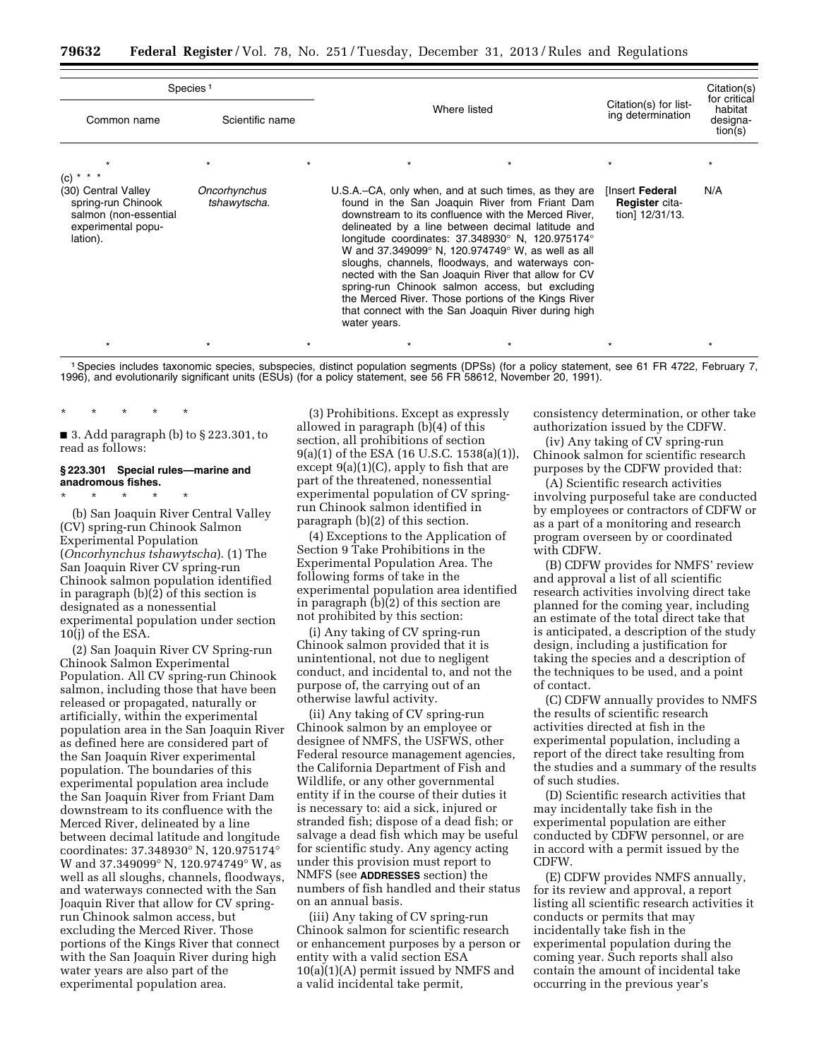| Species[1] | | Where listed | Citation(s) for listing determination | Citation(s) for critical habitat designation(s) |
|---|---|---|---|---|
| Common name | Scientific name | | | |
| * | * | * * * | * | * |
| (c) * * * | | | | |
| (30) Central Valley spring-run Chinook salmon (non-essential experimental population). | *Oncorhynchus tshawytscha*. | U.S.A.–CA, only when, and at such times, as they are found in the San Joaquin River from Friant Dam downstream to its confluence with the Merced River, delineated by a line between decimal latitude and longitude coordinates: 37.348930° N, 120.975174° W and 37.349099° N, 120.974749° W, as well as all sloughs, channels, floodways, and waterways connected with the San Joaquin River that allow for CV spring-run Chinook salmon access, but excluding the Merced River. Those portions of the Kings River that connect with the San Joaquin River during high water years. | [Insert **Federal Register** citation] 12/31/13. | N/A |
| * | * | * * * | * | * |

[1] Species includes taxonomic species, subspecies, distinct population segments (DPSs) (for a policy statement, see 61 FR 4722, February 7, 1996), and evolutionarily significant units (ESUs) (for a policy statement, see 56 FR 58612, November 20, 1991).

\* \* \* \* \*

■ 3. Add paragraph (b) to § 223.301, to read as follows:

### § 223.301 Special rules—marine and anadromous fishes.

\* \* \* \* \*

(b) San Joaquin River Central Valley (CV) spring-run Chinook Salmon Experimental Population (*Oncorhynchus tshawytscha*). (1) The San Joaquin River CV spring-run Chinook salmon population identified in paragraph (b)(2) of this section is designated as a nonessential experimental population under section 10(j) of the ESA.

(2) San Joaquin River CV Spring-run Chinook Salmon Experimental Population. All CV spring-run Chinook salmon, including those that have been released or propagated, naturally or artificially, within the experimental population area in the San Joaquin River as defined here are considered part of the San Joaquin River experimental population. The boundaries of this experimental population area include the San Joaquin River from Friant Dam downstream to its confluence with the Merced River, delineated by a line between decimal latitude and longitude coordinates: 37.348930° N, 120.975174° W and 37.349099° N, 120.974749° W, as well as all sloughs, channels, floodways, and waterways connected with the San Joaquin River that allow for CV spring-run Chinook salmon access, but excluding the Merced River. Those portions of the Kings River that connect with the San Joaquin River during high water years are also part of the experimental population area.

(3) Prohibitions. Except as expressly allowed in paragraph (b)(4) of this section, all prohibitions of section 9(a)(1) of the ESA (16 U.S.C. 1538(a)(1)), except 9(a)(1)(C), apply to fish that are part of the threatened, nonessential experimental population of CV spring-run Chinook salmon identified in paragraph (b)(2) of this section.

(4) Exceptions to the Application of Section 9 Take Prohibitions in the Experimental Population Area. The following forms of take in the experimental population area identified in paragraph (b)(2) of this section are not prohibited by this section:

(i) Any taking of CV spring-run Chinook salmon provided that it is unintentional, not due to negligent conduct, and incidental to, and not the purpose of, the carrying out of an otherwise lawful activity.

(ii) Any taking of CV spring-run Chinook salmon by an employee or designee of NMFS, the USFWS, other Federal resource management agencies, the California Department of Fish and Wildlife, or any other governmental entity if in the course of their duties it is necessary to: aid a sick, injured or stranded fish; dispose of a dead fish; or salvage a dead fish which may be useful for scientific study. Any agency acting under this provision must report to NMFS (see **ADDRESSES** section) the numbers of fish handled and their status on an annual basis.

(iii) Any taking of CV spring-run Chinook salmon for scientific research or enhancement purposes by a person or entity with a valid section ESA 10(a)(1)(A) permit issued by NMFS and a valid incidental take permit, consistency determination, or other take authorization issued by the CDFW.

(iv) Any taking of CV spring-run Chinook salmon for scientific research purposes by the CDFW provided that:

(A) Scientific research activities involving purposeful take are conducted by employees or contractors of CDFW or as a part of a monitoring and research program overseen by or coordinated with CDFW.

(B) CDFW provides for NMFS' review and approval a list of all scientific research activities involving direct take planned for the coming year, including an estimate of the total direct take that is anticipated, a description of the study design, including a justification for taking the species and a description of the techniques to be used, and a point of contact.

(C) CDFW annually provides to NMFS the results of scientific research activities directed at fish in the experimental population, including a report of the direct take resulting from the studies and a summary of the results of such studies.

(D) Scientific research activities that may incidentally take fish in the experimental population are either conducted by CDFW personnel, or are in accord with a permit issued by the CDFW.

(E) CDFW provides NMFS annually, for its review and approval, a report listing all scientific research activities it conducts or permits that may incidentally take fish in the experimental population during the coming year. Such reports shall also contain the amount of incidental take occurring in the previous year's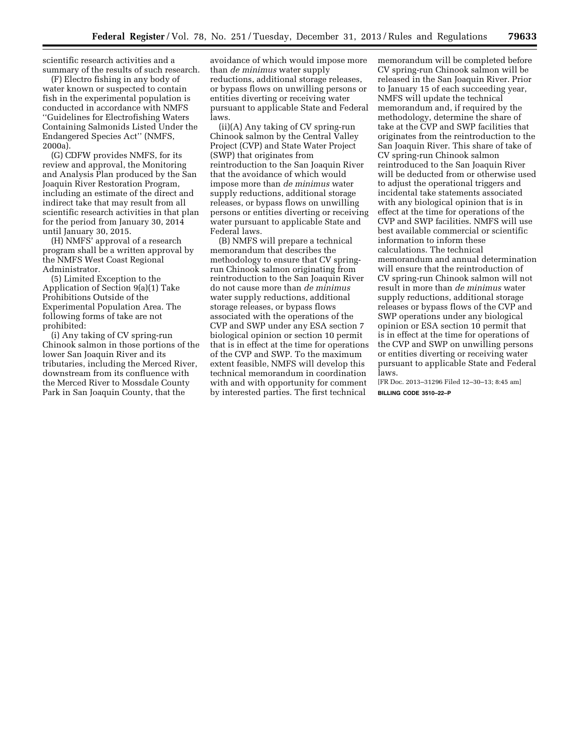scientific research activities and a summary of the results of such research.

(F) Electro fishing in any body of water known or suspected to contain fish in the experimental population is conducted in accordance with NMFS ''Guidelines for Electrofishing Waters Containing Salmonids Listed Under the Endangered Species Act'' (NMFS, 2000a).

(G) CDFW provides NMFS, for its review and approval, the Monitoring and Analysis Plan produced by the San Joaquin River Restoration Program, including an estimate of the direct and indirect take that may result from all scientific research activities in that plan for the period from January 30, 2014 until January 30, 2015.

(H) NMFS' approval of a research program shall be a written approval by the NMFS West Coast Regional Administrator.

(5) Limited Exception to the Application of Section 9(a)(1) Take Prohibitions Outside of the Experimental Population Area. The following forms of take are not prohibited:

(i) Any taking of CV spring-run Chinook salmon in those portions of the lower San Joaquin River and its tributaries, including the Merced River, downstream from its confluence with the Merced River to Mossdale County Park in San Joaquin County, that the avoidance of which would impose more than *de minimus* water supply reductions, additional storage releases, or bypass flows on unwilling persons or entities diverting or receiving water pursuant to applicable State and Federal laws.

(ii)(A) Any taking of CV spring-run Chinook salmon by the Central Valley Project (CVP) and State Water Project (SWP) that originates from reintroduction to the San Joaquin River that the avoidance of which would impose more than *de minimus* water supply reductions, additional storage releases, or bypass flows on unwilling persons or entities diverting or receiving water pursuant to applicable State and Federal laws.

(B) NMFS will prepare a technical memorandum that describes the methodology to ensure that CV spring-run Chinook salmon originating from reintroduction to the San Joaquin River do not cause more than *de minimus* water supply reductions, additional storage releases, or bypass flows associated with the operations of the CVP and SWP under any ESA section 7 biological opinion or section 10 permit that is in effect at the time for operations of the CVP and SWP. To the maximum extent feasible, NMFS will develop this technical memorandum in coordination with and with opportunity for comment by interested parties. The first technical memorandum will be completed before CV spring-run Chinook salmon will be released in the San Joaquin River. Prior to January 15 of each succeeding year, NMFS will update the technical memorandum and, if required by the methodology, determine the share of take at the CVP and SWP facilities that originates from the reintroduction to the San Joaquin River. This share of take of CV spring-run Chinook salmon reintroduced to the San Joaquin River will be deducted from or otherwise used to adjust the operational triggers and incidental take statements associated with any biological opinion that is in effect at the time for operations of the CVP and SWP facilities. NMFS will use best available commercial or scientific information to inform these calculations. The technical memorandum and annual determination will ensure that the reintroduction of CV spring-run Chinook salmon will not result in more than *de minimus* water supply reductions, additional storage releases or bypass flows of the CVP and SWP operations under any biological opinion or ESA section 10 permit that is in effect at the time for operations of the CVP and SWP on unwilling persons or entities diverting or receiving water pursuant to applicable State and Federal laws.

[FR Doc. 2013–31296 Filed 12–30–13; 8:45 am]

**BILLING CODE 3510–22–P**